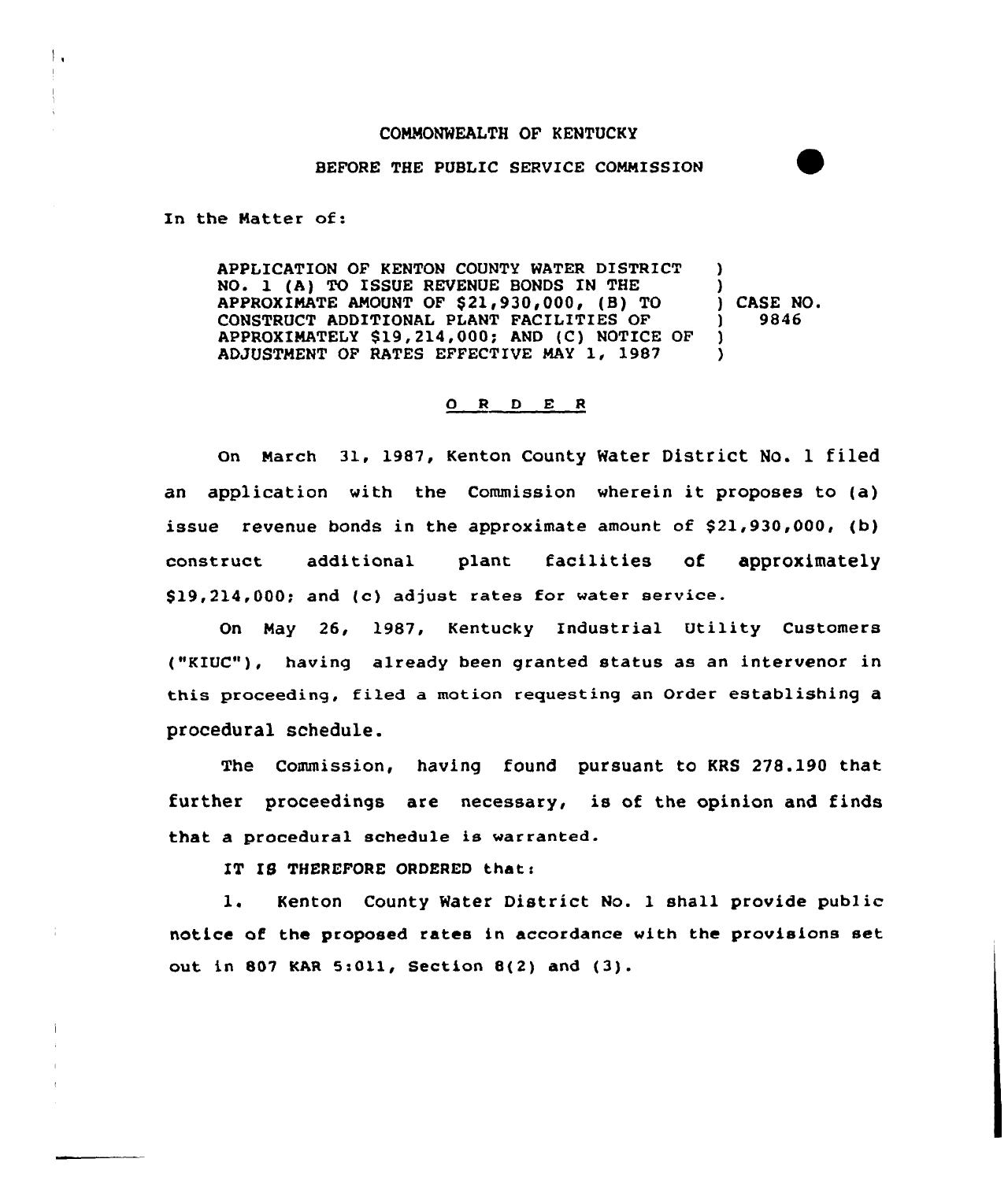COMMONWEALTH OF KENTUCKY

BEFORE THE PUBLIC SERVICE COMMISSION

In the Matter of:

APPLICATION OF KENTON COUNTY WATER DISTRICT NO. 1 (A) TO ISSUE REVENUE BONDS IN THE APPROXIMATE AMOUNT OF $21,930,000, (B) TO CONSTRUCT ADDITIONAL PLANT FACILITIES OF APPROXIMATELY $19,214,000; AND (C) NOTICE OF ADJUSTMENT OF RATES EFFECTIVE MAY 1, 1987 ) CASE NO. 9846

O R D E R

On March 31, 1987, Kenton County Water District No. 1 filed an application with the Commission wherein it proposes to (a) issue revenue bonds in the approximate amount of $21,930,000, (b) construct additional plant facilities of approximately $19,214,000; and (c) adjust rates for water service.

On May 26, 1987, Kentucky Industrial Utility Customers ("KIUC"), having already been granted status as an intervenor in this proceeding, filed a motion requesting an Order establishing a procedural schedule.

The Commission, having found pursuant to KRS 278.190 that further proceedings are necessary, is of the opinion and finds that a procedural schedule is warranted.

IT IS THEREFORE ORDERED that:

1. Kenton County Water District No. 1 shall provide public notice of the proposed rates in accordance with the provisions set out in 807 KAR 5:011, Section 8(2) and (3).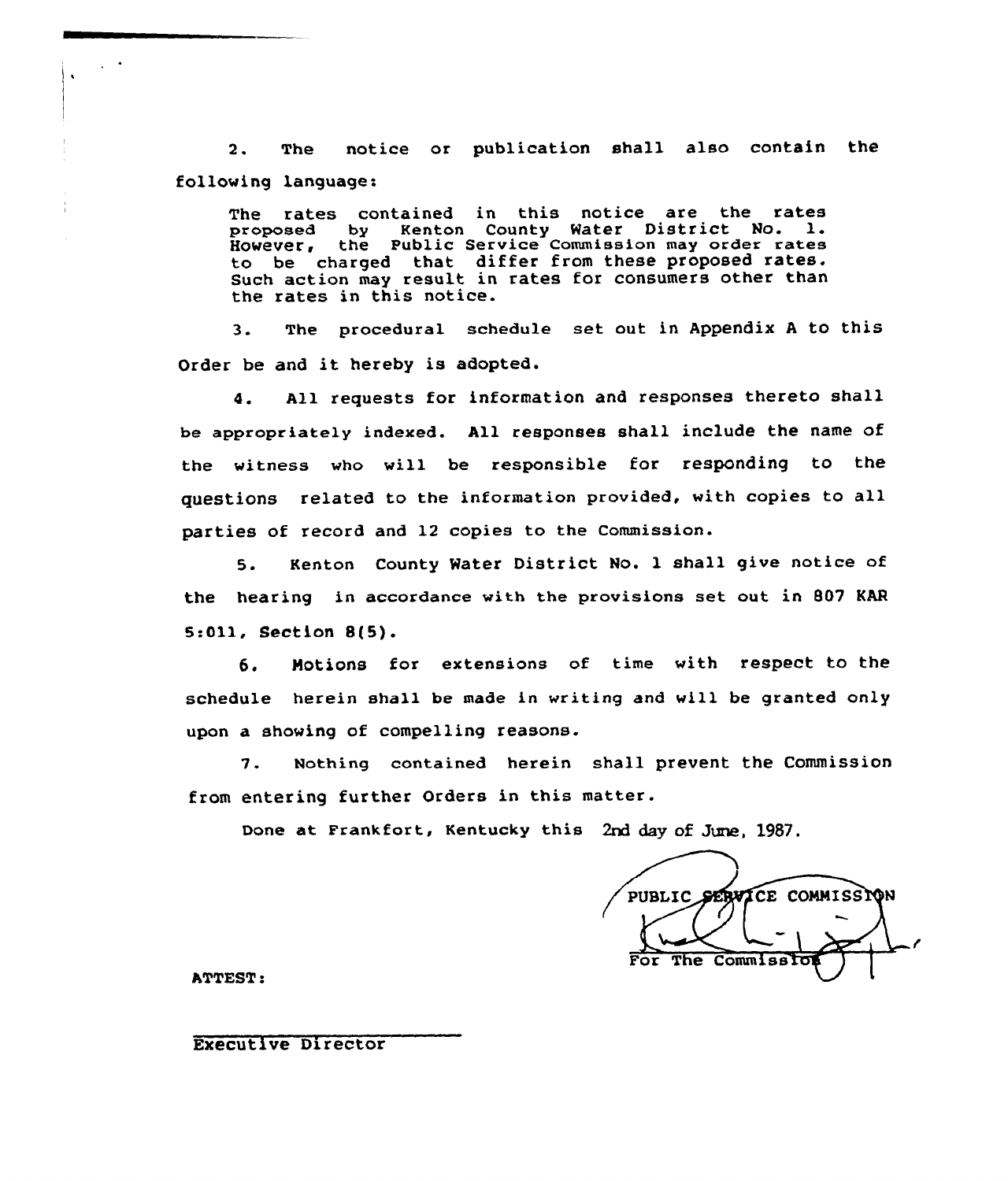2. The notice or publication shall also contain the following language:

> The rates contained in this notice are the rates proposed by Kenton County Water District No. 1. However, the Public Service Commission may order rates to be charged that differ from these proposed rates. Such action may result in rates for consumers other than the rates in this notice.

3. The procedural schedule set out in Appendix A to this Order be and it hereby is adopted.

4. All requests for information and responses thereto shall be appropriately indexed. All responses shall include the name of the witness who will be responsible for responding to the questions related to the information provided, with copies to all parties of record and 12 copies to the Commission.

5. Kenton County Water District No. 1 shall give notice of the hearing in accordance with the provisions set out in 807 KAR 5:011, Section 8(5).

6. Motions for extensions of time with respect to the schedule herein shall be made in writing and will be granted only upon a showing of compelling reasons.

7. Nothing contained herein shall prevent the Commission from entering further Orders in this matter.

Done at Frankfort, Kentucky this 2nd day of June, 1987.

PUBLIC SERVICE COMMISSION

For The Commission

ATTEST:

Executive Director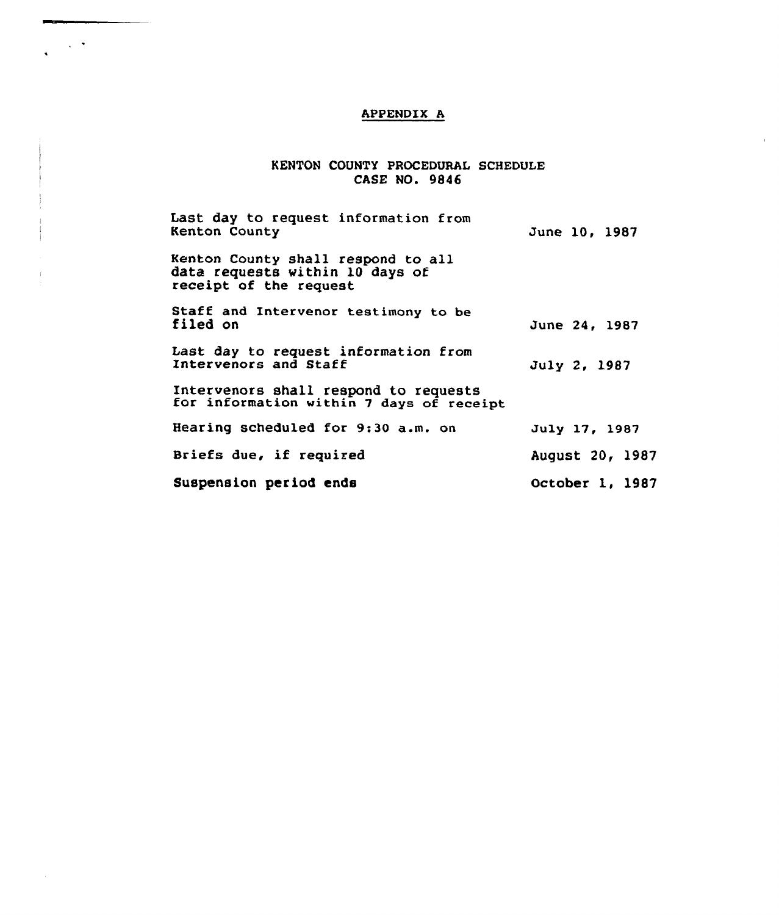## APPENDIX A

### KENTON COUNTY PROCEDURAL SCHEDULE
### CASE NO. 9846

| | |
|---|---|
| Last day to request information from Kenton County | June 10, 1987 |
| Kenton County shall respond to all data requests within 10 days of receipt of the request | |
| Staff and Intervenor testimony to be filed on | June 24, 1987 |
| Last day to request information from Intervenors and Staff | July 2, 1987 |
| Intervenors shall respond to requests for information within 7 days of receipt | |
| Hearing scheduled for 9:30 a.m. on | July 17, 1987 |
| Briefs due, if required | August 20, 1987 |
| Suspension period ends | October 1, 1987 |